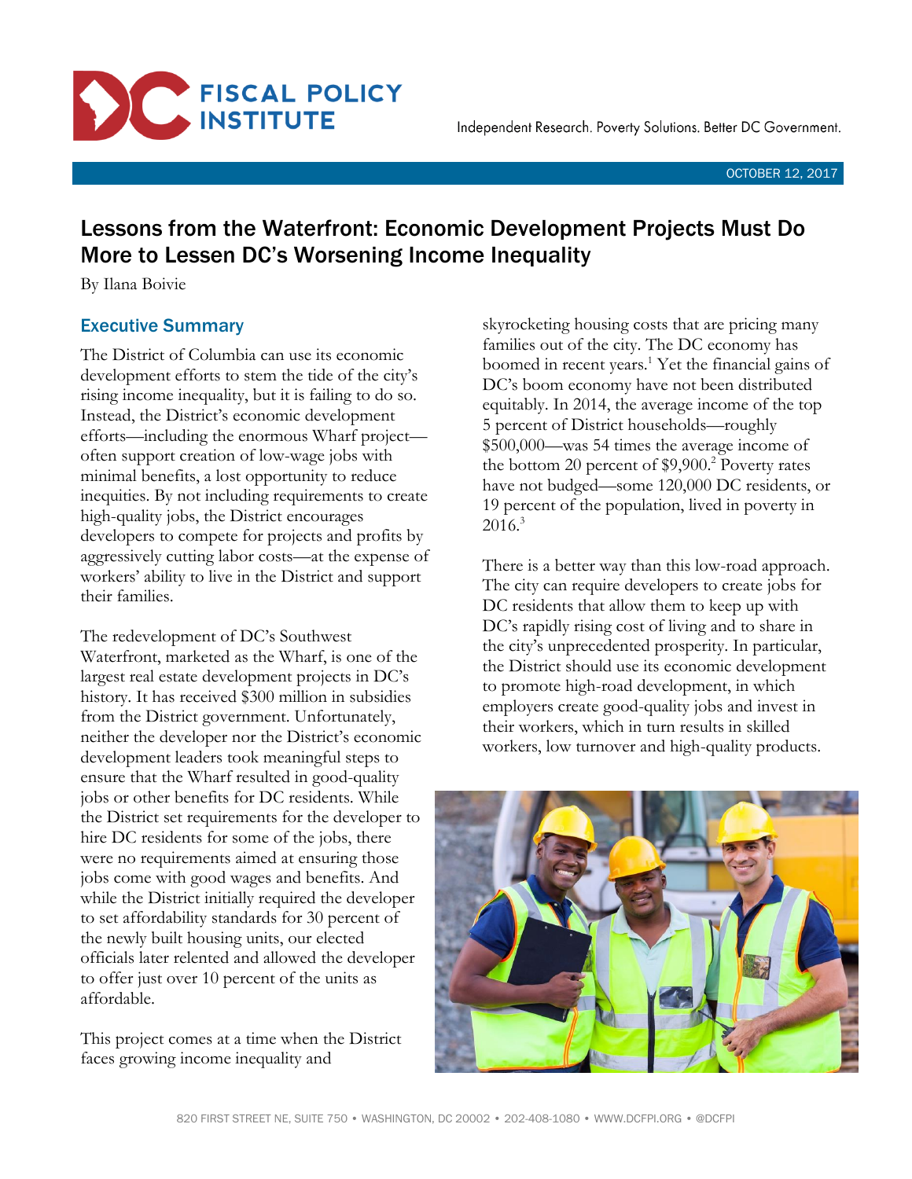Independent Research. Poverty Solutions. Better DC Government.

OCTOBER 12, 2017

# Lessons from the Waterfront: Economic Development Projects Must Do More to Lessen DC's Worsening Income Inequality

By Ilana Boivie

## Executive Summary

The District of Columbia can use its economic development efforts to stem the tide of the city's rising income inequality, but it is failing to do so. Instead, the District's economic development efforts—including the enormous Wharf project—often support creation of low-wage jobs with minimal benefits, a lost opportunity to reduce inequities. By not including requirements to create high-quality jobs, the District encourages developers to compete for projects and profits by aggressively cutting labor costs—at the expense of workers' ability to live in the District and support their families.

The redevelopment of DC's Southwest Waterfront, marketed as the Wharf, is one of the largest real estate development projects in DC's history. It has received $300 million in subsidies from the District government. Unfortunately, neither the developer nor the District's economic development leaders took meaningful steps to ensure that the Wharf resulted in good-quality jobs or other benefits for DC residents. While the District set requirements for the developer to hire DC residents for some of the jobs, there were no requirements aimed at ensuring those jobs come with good wages and benefits. And while the District initially required the developer to set affordability standards for 30 percent of the newly built housing units, our elected officials later relented and allowed the developer to offer just over 10 percent of the units as affordable.

This project comes at a time when the District faces growing income inequality and skyrocketing housing costs that are pricing many families out of the city. The DC economy has boomed in recent years.[1] Yet the financial gains of DC's boom economy have not been distributed equitably. In 2014, the average income of the top 5 percent of District households—roughly $500,000—was 54 times the average income of the bottom 20 percent of $9,900.[2] Poverty rates have not budged—some 120,000 DC residents, or 19 percent of the population, lived in poverty in 2016.[3]

There is a better way than this low-road approach. The city can require developers to create jobs for DC residents that allow them to keep up with DC's rapidly rising cost of living and to share in the city's unprecedented prosperity. In particular, the District should use its economic development to promote high-road development, in which employers create good-quality jobs and invest in their workers, which in turn results in skilled workers, low turnover and high-quality products.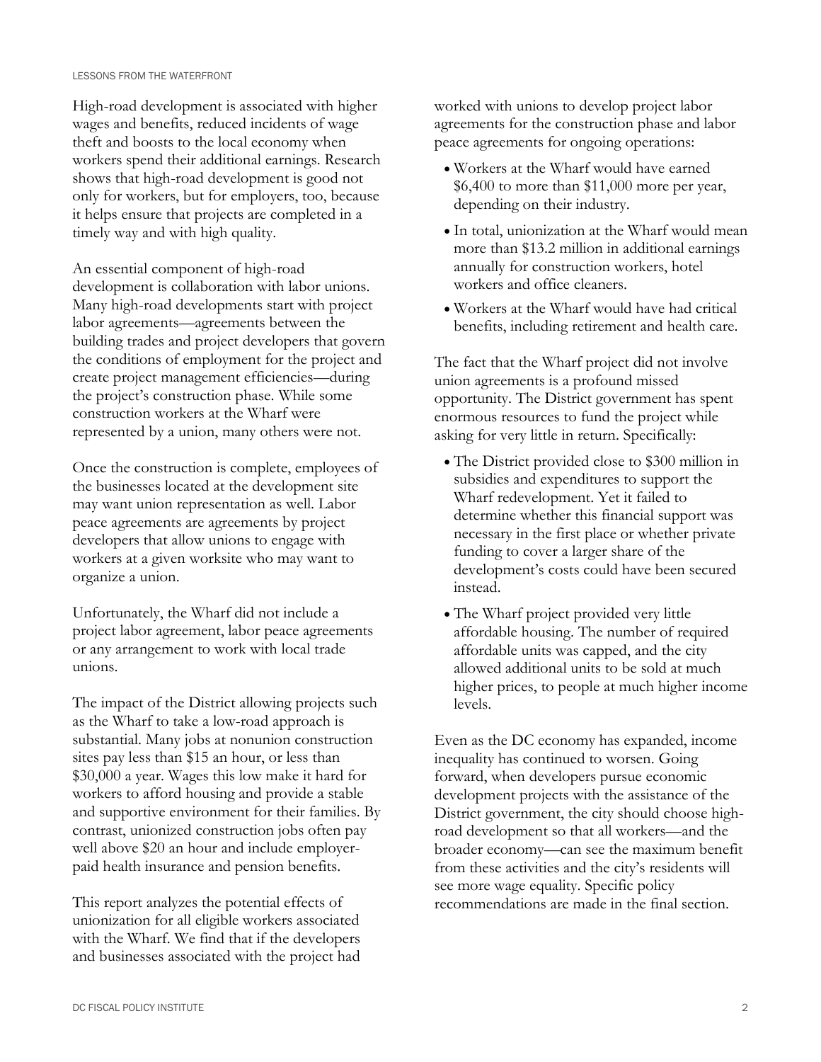High-road development is associated with higher wages and benefits, reduced incidents of wage theft and boosts to the local economy when workers spend their additional earnings. Research shows that high-road development is good not only for workers, but for employers, too, because it helps ensure that projects are completed in a timely way and with high quality.

An essential component of high-road development is collaboration with labor unions. Many high-road developments start with project labor agreements—agreements between the building trades and project developers that govern the conditions of employment for the project and create project management efficiencies—during the project's construction phase. While some construction workers at the Wharf were represented by a union, many others were not.

Once the construction is complete, employees of the businesses located at the development site may want union representation as well. Labor peace agreements are agreements by project developers that allow unions to engage with workers at a given worksite who may want to organize a union.

Unfortunately, the Wharf did not include a project labor agreement, labor peace agreements or any arrangement to work with local trade unions.

The impact of the District allowing projects such as the Wharf to take a low-road approach is substantial. Many jobs at nonunion construction sites pay less than $15 an hour, or less than $30,000 a year. Wages this low make it hard for workers to afford housing and provide a stable and supportive environment for their families. By contrast, unionized construction jobs often pay well above $20 an hour and include employer-paid health insurance and pension benefits.

This report analyzes the potential effects of unionization for all eligible workers associated with the Wharf. We find that if the developers and businesses associated with the project had worked with unions to develop project labor agreements for the construction phase and labor peace agreements for ongoing operations:

- Workers at the Wharf would have earned $6,400 to more than $11,000 more per year, depending on their industry.
- In total, unionization at the Wharf would mean more than $13.2 million in additional earnings annually for construction workers, hotel workers and office cleaners.
- Workers at the Wharf would have had critical benefits, including retirement and health care.

The fact that the Wharf project did not involve union agreements is a profound missed opportunity. The District government has spent enormous resources to fund the project while asking for very little in return. Specifically:

- The District provided close to $300 million in subsidies and expenditures to support the Wharf redevelopment. Yet it failed to determine whether this financial support was necessary in the first place or whether private funding to cover a larger share of the development's costs could have been secured instead.
- The Wharf project provided very little affordable housing. The number of required affordable units was capped, and the city allowed additional units to be sold at much higher prices, to people at much higher income levels.

Even as the DC economy has expanded, income inequality has continued to worsen. Going forward, when developers pursue economic development projects with the assistance of the District government, the city should choose high-road development so that all workers—and the broader economy—can see the maximum benefit from these activities and the city's residents will see more wage equality. Specific policy recommendations are made in the final section.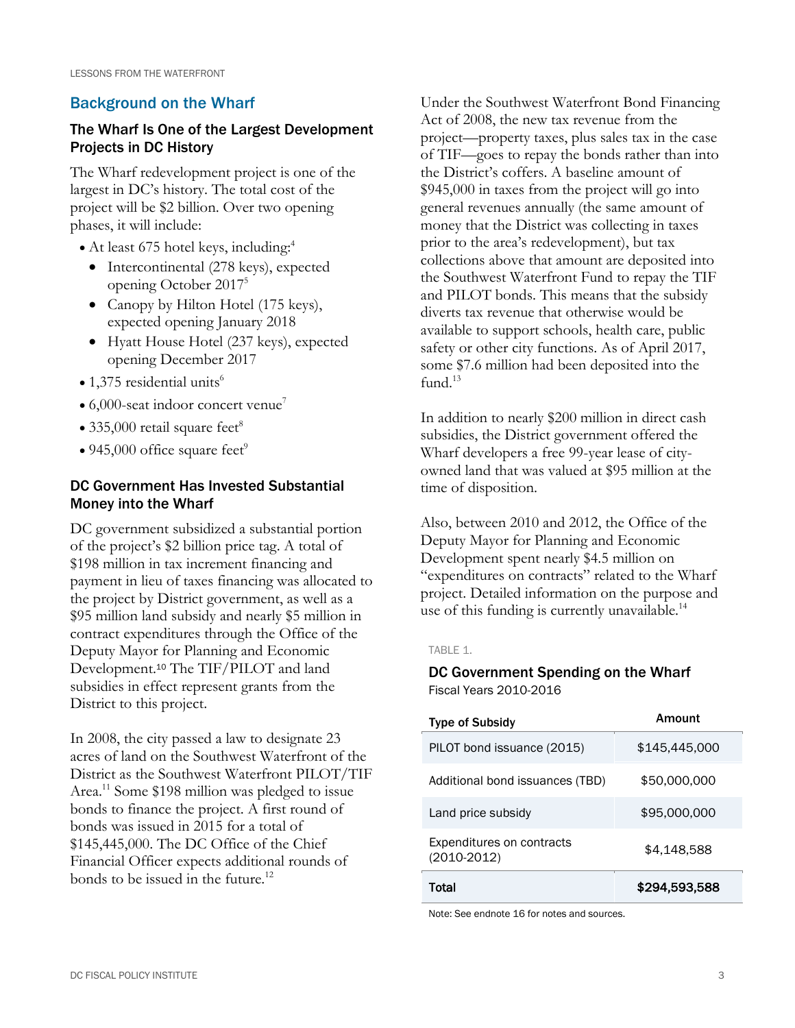## Background on the Wharf

### The Wharf Is One of the Largest Development Projects in DC History

The Wharf redevelopment project is one of the largest in DC's history. The total cost of the project will be $2 billion. Over two opening phases, it will include:

- At least 675 hotel keys, including:[4]
  - Intercontinental (278 keys), expected opening October 2017[5]
  - Canopy by Hilton Hotel (175 keys), expected opening January 2018
  - Hyatt House Hotel (237 keys), expected opening December 2017
- 1,375 residential units[6]
- 6,000-seat indoor concert venue[7]
- 335,000 retail square feet[8]
- 945,000 office square feet[9]

### DC Government Has Invested Substantial Money into the Wharf

DC government subsidized a substantial portion of the project's $2 billion price tag. A total of $198 million in tax increment financing and payment in lieu of taxes financing was allocated to the project by District government, as well as a $95 million land subsidy and nearly $5 million in contract expenditures through the Office of the Deputy Mayor for Planning and Economic Development.[10] The TIF/PILOT and land subsidies in effect represent grants from the District to this project.

In 2008, the city passed a law to designate 23 acres of land on the Southwest Waterfront of the District as the Southwest Waterfront PILOT/TIF Area.[11] Some $198 million was pledged to issue bonds to finance the project. A first round of bonds was issued in 2015 for a total of $145,445,000. The DC Office of the Chief Financial Officer expects additional rounds of bonds to be issued in the future.[12]

Under the Southwest Waterfront Bond Financing Act of 2008, the new tax revenue from the project—property taxes, plus sales tax in the case of TIF—goes to repay the bonds rather than into the District's coffers. A baseline amount of $945,000 in taxes from the project will go into general revenues annually (the same amount of money that the District was collecting in taxes prior to the area's redevelopment), but tax collections above that amount are deposited into the Southwest Waterfront Fund to repay the TIF and PILOT bonds. This means that the subsidy diverts tax revenue that otherwise would be available to support schools, health care, public safety or other city functions. As of April 2017, some $7.6 million had been deposited into the fund.[13]

In addition to nearly $200 million in direct cash subsidies, the District government offered the Wharf developers a free 99-year lease of city-owned land that was valued at $95 million at the time of disposition.

Also, between 2010 and 2012, the Office of the Deputy Mayor for Planning and Economic Development spent nearly $4.5 million on "expenditures on contracts" related to the Wharf project. Detailed information on the purpose and use of this funding is currently unavailable.[14]

TABLE 1.

**DC Government Spending on the Wharf**
Fiscal Years 2010-2016

| Type of Subsidy | Amount |
|---|---|
| PILOT bond issuance (2015) | $145,445,000 |
| Additional bond issuances (TBD) | $50,000,000 |
| Land price subsidy | $95,000,000 |
| Expenditures on contracts (2010-2012) | $4,148,588 |
| **Total** | **$294,593,588** |

Note: See endnote 16 for notes and sources.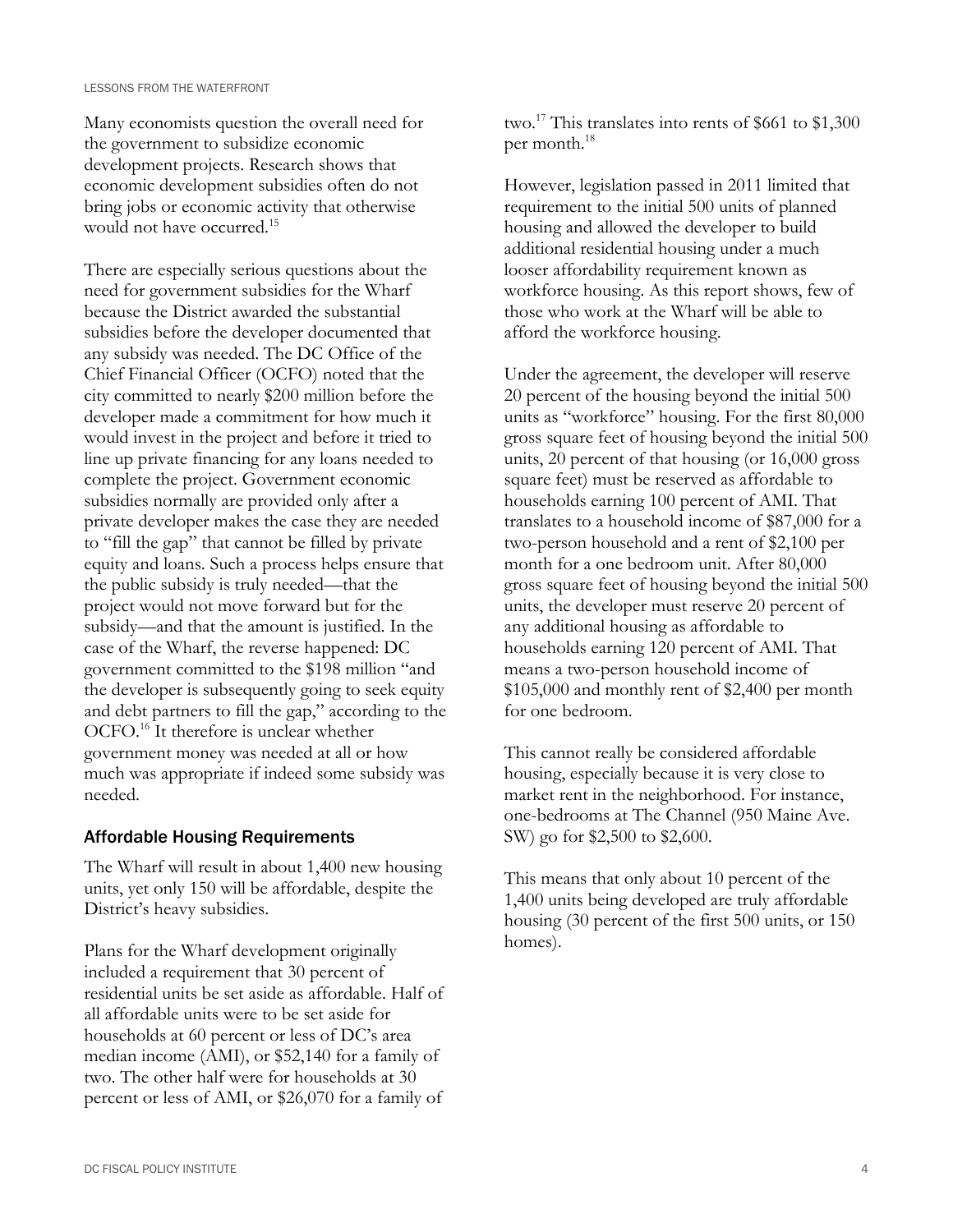Many economists question the overall need for the government to subsidize economic development projects. Research shows that economic development subsidies often do not bring jobs or economic activity that otherwise would not have occurred.[15]

There are especially serious questions about the need for government subsidies for the Wharf because the District awarded the substantial subsidies before the developer documented that any subsidy was needed. The DC Office of the Chief Financial Officer (OCFO) noted that the city committed to nearly $200 million before the developer made a commitment for how much it would invest in the project and before it tried to line up private financing for any loans needed to complete the project. Government economic subsidies normally are provided only after a private developer makes the case they are needed to "fill the gap" that cannot be filled by private equity and loans. Such a process helps ensure that the public subsidy is truly needed—that the project would not move forward but for the subsidy—and that the amount is justified. In the case of the Wharf, the reverse happened: DC government committed to the $198 million "and the developer is subsequently going to seek equity and debt partners to fill the gap," according to the OCFO.[16] It therefore is unclear whether government money was needed at all or how much was appropriate if indeed some subsidy was needed.

## Affordable Housing Requirements

The Wharf will result in about 1,400 new housing units, yet only 150 will be affordable, despite the District's heavy subsidies.

Plans for the Wharf development originally included a requirement that 30 percent of residential units be set aside as affordable. Half of all affordable units were to be set aside for households at 60 percent or less of DC's area median income (AMI), or $52,140 for a family of two. The other half were for households at 30 percent or less of AMI, or $26,070 for a family of two.[17] This translates into rents of $661 to $1,300 per month.[18]

However, legislation passed in 2011 limited that requirement to the initial 500 units of planned housing and allowed the developer to build additional residential housing under a much looser affordability requirement known as workforce housing. As this report shows, few of those who work at the Wharf will be able to afford the workforce housing.

Under the agreement, the developer will reserve 20 percent of the housing beyond the initial 500 units as "workforce" housing. For the first 80,000 gross square feet of housing beyond the initial 500 units, 20 percent of that housing (or 16,000 gross square feet) must be reserved as affordable to households earning 100 percent of AMI. That translates to a household income of $87,000 for a two-person household and a rent of $2,100 per month for a one bedroom unit. After 80,000 gross square feet of housing beyond the initial 500 units, the developer must reserve 20 percent of any additional housing as affordable to households earning 120 percent of AMI. That means a two-person household income of $105,000 and monthly rent of $2,400 per month for one bedroom.

This cannot really be considered affordable housing, especially because it is very close to market rent in the neighborhood. For instance, one-bedrooms at The Channel (950 Maine Ave. SW) go for $2,500 to $2,600.

This means that only about 10 percent of the 1,400 units being developed are truly affordable housing (30 percent of the first 500 units, or 150 homes).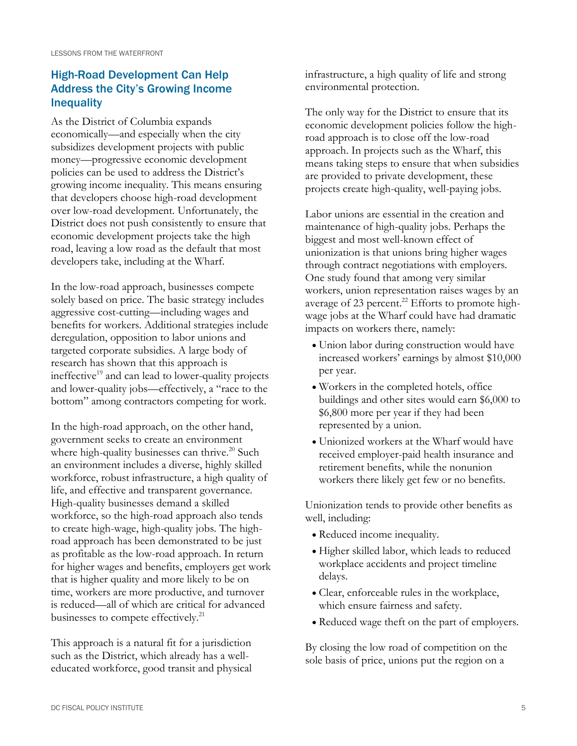## High-Road Development Can Help Address the City's Growing Income Inequality

As the District of Columbia expands economically—and especially when the city subsidizes development projects with public money—progressive economic development policies can be used to address the District's growing income inequality. This means ensuring that developers choose high-road development over low-road development. Unfortunately, the District does not push consistently to ensure that economic development projects take the high road, leaving a low road as the default that most developers take, including at the Wharf.

In the low-road approach, businesses compete solely based on price. The basic strategy includes aggressive cost-cutting—including wages and benefits for workers. Additional strategies include deregulation, opposition to labor unions and targeted corporate subsidies. A large body of research has shown that this approach is ineffective[19] and can lead to lower-quality projects and lower-quality jobs—effectively, a "race to the bottom" among contractors competing for work.

In the high-road approach, on the other hand, government seeks to create an environment where high-quality businesses can thrive.[20] Such an environment includes a diverse, highly skilled workforce, robust infrastructure, a high quality of life, and effective and transparent governance. High-quality businesses demand a skilled workforce, so the high-road approach also tends to create high-wage, high-quality jobs. The high-road approach has been demonstrated to be just as profitable as the low-road approach. In return for higher wages and benefits, employers get work that is higher quality and more likely to be on time, workers are more productive, and turnover is reduced—all of which are critical for advanced businesses to compete effectively.[21]

This approach is a natural fit for a jurisdiction such as the District, which already has a well-educated workforce, good transit and physical infrastructure, a high quality of life and strong environmental protection.

The only way for the District to ensure that its economic development policies follow the high-road approach is to close off the low-road approach. In projects such as the Wharf, this means taking steps to ensure that when subsidies are provided to private development, these projects create high-quality, well-paying jobs.

Labor unions are essential in the creation and maintenance of high-quality jobs. Perhaps the biggest and most well-known effect of unionization is that unions bring higher wages through contract negotiations with employers. One study found that among very similar workers, union representation raises wages by an average of 23 percent.[22] Efforts to promote high-wage jobs at the Wharf could have had dramatic impacts on workers there, namely:

- Union labor during construction would have increased workers' earnings by almost $10,000 per year.
- Workers in the completed hotels, office buildings and other sites would earn $6,000 to $6,800 more per year if they had been represented by a union.
- Unionized workers at the Wharf would have received employer-paid health insurance and retirement benefits, while the nonunion workers there likely get few or no benefits.

Unionization tends to provide other benefits as well, including:

- Reduced income inequality.
- Higher skilled labor, which leads to reduced workplace accidents and project timeline delays.
- Clear, enforceable rules in the workplace, which ensure fairness and safety.
- Reduced wage theft on the part of employers.

By closing the low road of competition on the sole basis of price, unions put the region on a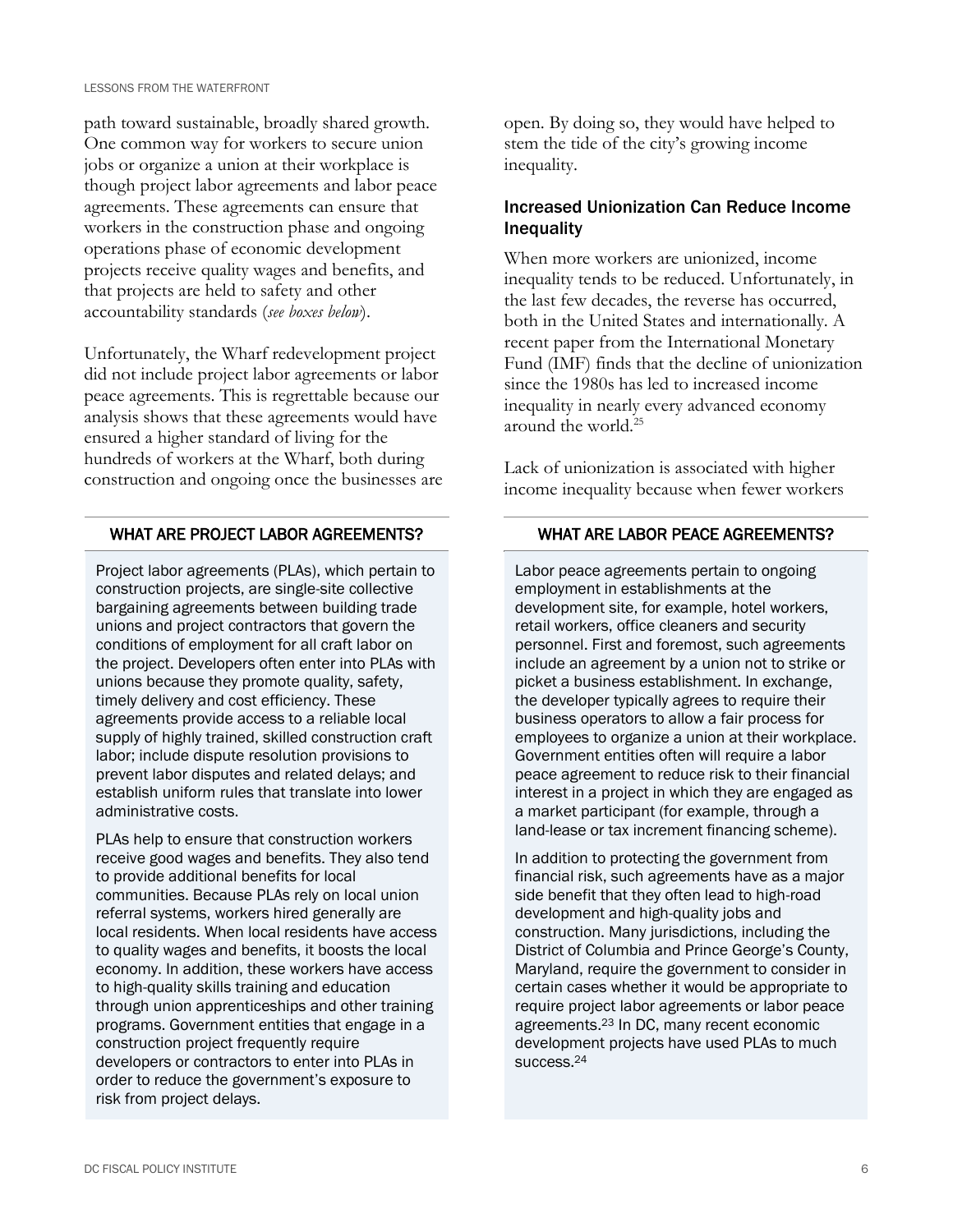path toward sustainable, broadly shared growth. One common way for workers to secure union jobs or organize a union at their workplace is though project labor agreements and labor peace agreements. These agreements can ensure that workers in the construction phase and ongoing operations phase of economic development projects receive quality wages and benefits, and that projects are held to safety and other accountability standards (*see boxes below*).

Unfortunately, the Wharf redevelopment project did not include project labor agreements or labor peace agreements. This is regrettable because our analysis shows that these agreements would have ensured a higher standard of living for the hundreds of workers at the Wharf, both during construction and ongoing once the businesses are open. By doing so, they would have helped to stem the tide of the city's growing income inequality.

### WHAT ARE PROJECT LABOR AGREEMENTS?

Project labor agreements (PLAs), which pertain to construction projects, are single-site collective bargaining agreements between building trade unions and project contractors that govern the conditions of employment for all craft labor on the project. Developers often enter into PLAs with unions because they promote quality, safety, timely delivery and cost efficiency. These agreements provide access to a reliable local supply of highly trained, skilled construction craft labor; include dispute resolution provisions to prevent labor disputes and related delays; and establish uniform rules that translate into lower administrative costs.

PLAs help to ensure that construction workers receive good wages and benefits. They also tend to provide additional benefits for local communities. Because PLAs rely on local union referral systems, workers hired generally are local residents. When local residents have access to quality wages and benefits, it boosts the local economy. In addition, these workers have access to high-quality skills training and education through union apprenticeships and other training programs. Government entities that engage in a construction project frequently require developers or contractors to enter into PLAs in order to reduce the government's exposure to risk from project delays.

### WHAT ARE LABOR PEACE AGREEMENTS?

Labor peace agreements pertain to ongoing employment in establishments at the development site, for example, hotel workers, retail workers, office cleaners and security personnel. First and foremost, such agreements include an agreement by a union not to strike or picket a business establishment. In exchange, the developer typically agrees to require their business operators to allow a fair process for employees to organize a union at their workplace. Government entities often will require a labor peace agreement to reduce risk to their financial interest in a project in which they are engaged as a market participant (for example, through a land-lease or tax increment financing scheme).

In addition to protecting the government from financial risk, such agreements have as a major side benefit that they often lead to high-road development and high-quality jobs and construction. Many jurisdictions, including the District of Columbia and Prince George's County, Maryland, require the government to consider in certain cases whether it would be appropriate to require project labor agreements or labor peace agreements.[23] In DC, many recent economic development projects have used PLAs to much success.[24]

## Increased Unionization Can Reduce Income Inequality

When more workers are unionized, income inequality tends to be reduced. Unfortunately, in the last few decades, the reverse has occurred, both in the United States and internationally. A recent paper from the International Monetary Fund (IMF) finds that the decline of unionization since the 1980s has led to increased income inequality in nearly every advanced economy around the world.[25]

Lack of unionization is associated with higher income inequality because when fewer workers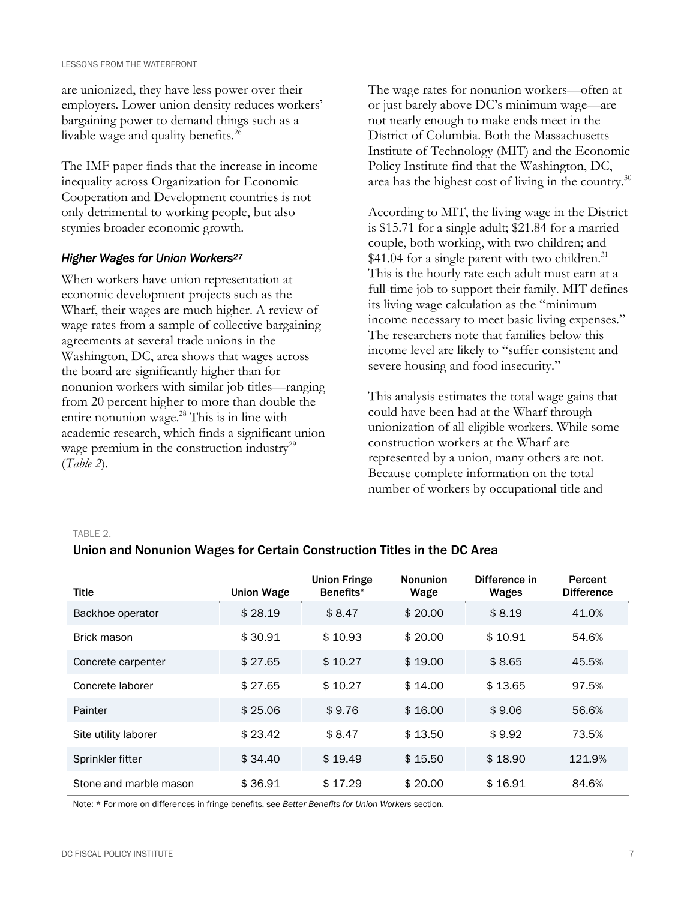are unionized, they have less power over their employers. Lower union density reduces workers' bargaining power to demand things such as a livable wage and quality benefits.[26]

The IMF paper finds that the increase in income inequality across Organization for Economic Cooperation and Development countries is not only detrimental to working people, but also stymies broader economic growth.

### *Higher Wages for Union Workers*[27]

When workers have union representation at economic development projects such as the Wharf, their wages are much higher. A review of wage rates from a sample of collective bargaining agreements at several trade unions in the Washington, DC, area shows that wages across the board are significantly higher than for nonunion workers with similar job titles—ranging from 20 percent higher to more than double the entire nonunion wage.[28] This is in line with academic research, which finds a significant union wage premium in the construction industry[29] (*Table 2*).

The wage rates for nonunion workers—often at or just barely above DC's minimum wage—are not nearly enough to make ends meet in the District of Columbia. Both the Massachusetts Institute of Technology (MIT) and the Economic Policy Institute find that the Washington, DC, area has the highest cost of living in the country.[30]

According to MIT, the living wage in the District is $15.71 for a single adult; $21.84 for a married couple, both working, with two children; and $41.04 for a single parent with two children.[31] This is the hourly rate each adult must earn at a full-time job to support their family. MIT defines its living wage calculation as the "minimum income necessary to meet basic living expenses." The researchers note that families below this income level are likely to "suffer consistent and severe housing and food insecurity."

This analysis estimates the total wage gains that could have been had at the Wharf through unionization of all eligible workers. While some construction workers at the Wharf are represented by a union, many others are not. Because complete information on the total number of workers by occupational title and

TABLE 2.

**Union and Nonunion Wages for Certain Construction Titles in the DC Area**

| Title | Union Wage | Union Fringe Benefits* | Nonunion Wage | Difference in Wages | Percent Difference |
|---|---|---|---|---|---|
| Backhoe operator | $ 28.19 | $ 8.47 | $ 20.00 | $ 8.19 | 41.0% |
| Brick mason | $ 30.91 | $ 10.93 | $ 20.00 | $ 10.91 | 54.6% |
| Concrete carpenter | $ 27.65 | $ 10.27 | $ 19.00 | $ 8.65 | 45.5% |
| Concrete laborer | $ 27.65 | $ 10.27 | $ 14.00 | $ 13.65 | 97.5% |
| Painter | $ 25.06 | $ 9.76 | $ 16.00 | $ 9.06 | 56.6% |
| Site utility laborer | $ 23.42 | $ 8.47 | $ 13.50 | $ 9.92 | 73.5% |
| Sprinkler fitter | $ 34.40 | $ 19.49 | $ 15.50 | $ 18.90 | 121.9% |
| Stone and marble mason | $ 36.91 | $ 17.29 | $ 20.00 | $ 16.91 | 84.6% |

Note: * For more on differences in fringe benefits, see *Better Benefits for Union Workers* section.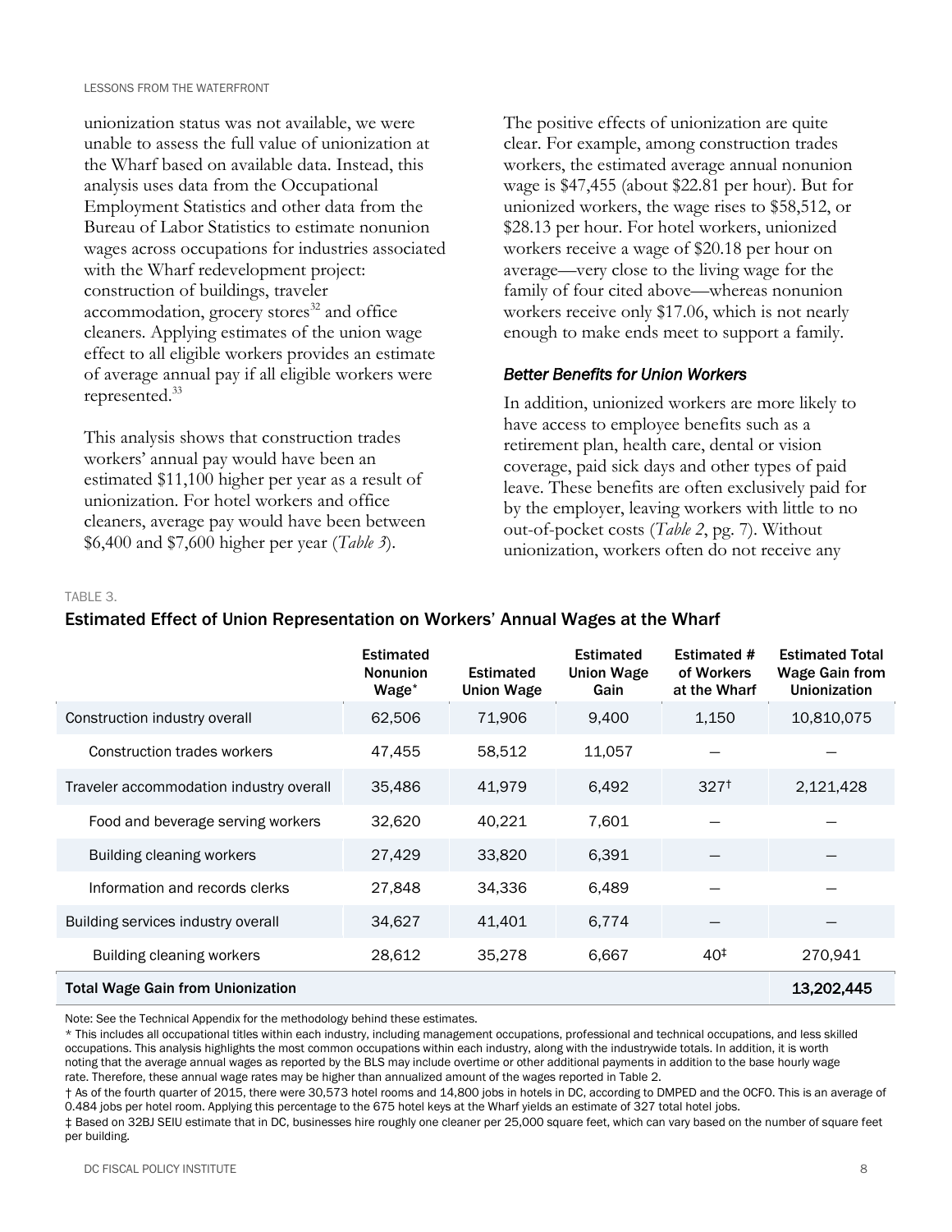unionization status was not available, we were unable to assess the full value of unionization at the Wharf based on available data. Instead, this analysis uses data from the Occupational Employment Statistics and other data from the Bureau of Labor Statistics to estimate nonunion wages across occupations for industries associated with the Wharf redevelopment project: construction of buildings, traveler accommodation, grocery stores[32] and office cleaners. Applying estimates of the union wage effect to all eligible workers provides an estimate of average annual pay if all eligible workers were represented.[33]

This analysis shows that construction trades workers' annual pay would have been an estimated $11,100 higher per year as a result of unionization. For hotel workers and office cleaners, average pay would have been between $6,400 and $7,600 higher per year (*Table 3*).

The positive effects of unionization are quite clear. For example, among construction trades workers, the estimated average annual nonunion wage is $47,455 (about $22.81 per hour). But for unionized workers, the wage rises to $58,512, or $28.13 per hour. For hotel workers, unionized workers receive a wage of $20.18 per hour on average—very close to the living wage for the family of four cited above—whereas nonunion workers receive only $17.06, which is not nearly enough to make ends meet to support a family.

### *Better Benefits for Union Workers*

In addition, unionized workers are more likely to have access to employee benefits such as a retirement plan, health care, dental or vision coverage, paid sick days and other types of paid leave. These benefits are often exclusively paid for by the employer, leaving workers with little to no out-of-pocket costs (*Table 2*, pg. 7). Without unionization, workers often do not receive any

TABLE 3.

**Estimated Effect of Union Representation on Workers' Annual Wages at the Wharf**

| | Estimated Nonunion Wage* | Estimated Union Wage | Estimated Union Wage Gain | Estimated # of Workers at the Wharf | Estimated Total Wage Gain from Unionization |
|---|---|---|---|---|---|
| Construction industry overall | 62,506 | 71,906 | 9,400 | 1,150 | 10,810,075 |
| Construction trades workers | 47,455 | 58,512 | 11,057 | — | — |
| Traveler accommodation industry overall | 35,486 | 41,979 | 6,492 | 327† | 2,121,428 |
| Food and beverage serving workers | 32,620 | 40,221 | 7,601 | — | — |
| Building cleaning workers | 27,429 | 33,820 | 6,391 | — | — |
| Information and records clerks | 27,848 | 34,336 | 6,489 | — | — |
| Building services industry overall | 34,627 | 41,401 | 6,774 | — | — |
| Building cleaning workers | 28,612 | 35,278 | 6,667 | 40‡ | 270,941 |
| **Total Wage Gain from Unionization** | | | | | **13,202,445** |

Note: See the Technical Appendix for the methodology behind these estimates.

\* This includes all occupational titles within each industry, including management occupations, professional and technical occupations, and less skilled occupations. This analysis highlights the most common occupations within each industry, along with the industrywide totals. In addition, it is worth noting that the average annual wages as reported by the BLS may include overtime or other additional payments in addition to the base hourly wage rate. Therefore, these annual wage rates may be higher than annualized amount of the wages reported in Table 2.

† As of the fourth quarter of 2015, there were 30,573 hotel rooms and 14,800 jobs in hotels in DC, according to DMPED and the OCFO. This is an average of 0.484 jobs per hotel room. Applying this percentage to the 675 hotel keys at the Wharf yields an estimate of 327 total hotel jobs.

‡ Based on 32BJ SEIU estimate that in DC, businesses hire roughly one cleaner per 25,000 square feet, which can vary based on the number of square feet per building.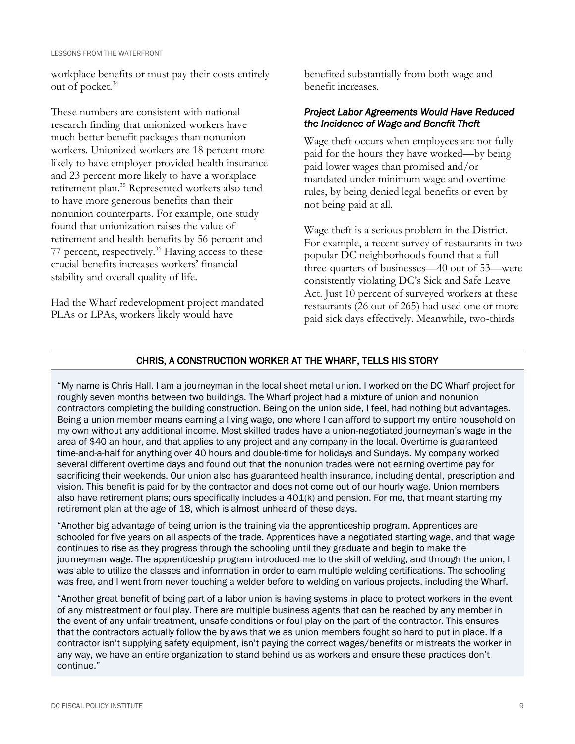workplace benefits or must pay their costs entirely out of pocket.[34]

These numbers are consistent with national research finding that unionized workers have much better benefit packages than nonunion workers. Unionized workers are 18 percent more likely to have employer-provided health insurance and 23 percent more likely to have a workplace retirement plan.[35] Represented workers also tend to have more generous benefits than their nonunion counterparts. For example, one study found that unionization raises the value of retirement and health benefits by 56 percent and 77 percent, respectively.[36] Having access to these crucial benefits increases workers' financial stability and overall quality of life.

Had the Wharf redevelopment project mandated PLAs or LPAs, workers likely would have benefited substantially from both wage and benefit increases.

### *Project Labor Agreements Would Have Reduced the Incidence of Wage and Benefit Theft*

Wage theft occurs when employees are not fully paid for the hours they have worked—by being paid lower wages than promised and/or mandated under minimum wage and overtime rules, by being denied legal benefits or even by not being paid at all.

Wage theft is a serious problem in the District. For example, a recent survey of restaurants in two popular DC neighborhoods found that a full three-quarters of businesses—40 out of 53—were consistently violating DC's Sick and Safe Leave Act. Just 10 percent of surveyed workers at these restaurants (26 out of 265) had used one or more paid sick days effectively. Meanwhile, two-thirds

### CHRIS, A CONSTRUCTION WORKER AT THE WHARF, TELLS HIS STORY

"My name is Chris Hall. I am a journeyman in the local sheet metal union. I worked on the DC Wharf project for roughly seven months between two buildings. The Wharf project had a mixture of union and nonunion contractors completing the building construction. Being on the union side, I feel, had nothing but advantages. Being a union member means earning a living wage, one where I can afford to support my entire household on my own without any additional income. Most skilled trades have a union-negotiated journeyman's wage in the area of $40 an hour, and that applies to any project and any company in the local. Overtime is guaranteed time-and-a-half for anything over 40 hours and double-time for holidays and Sundays. My company worked several different overtime days and found out that the nonunion trades were not earning overtime pay for sacrificing their weekends. Our union also has guaranteed health insurance, including dental, prescription and vision. This benefit is paid for by the contractor and does not come out of our hourly wage. Union members also have retirement plans; ours specifically includes a 401(k) and pension. For me, that meant starting my retirement plan at the age of 18, which is almost unheard of these days.

"Another big advantage of being union is the training via the apprenticeship program. Apprentices are schooled for five years on all aspects of the trade. Apprentices have a negotiated starting wage, and that wage continues to rise as they progress through the schooling until they graduate and begin to make the journeyman wage. The apprenticeship program introduced me to the skill of welding, and through the union, I was able to utilize the classes and information in order to earn multiple welding certifications. The schooling was free, and I went from never touching a welder before to welding on various projects, including the Wharf.

"Another great benefit of being part of a labor union is having systems in place to protect workers in the event of any mistreatment or foul play. There are multiple business agents that can be reached by any member in the event of any unfair treatment, unsafe conditions or foul play on the part of the contractor. This ensures that the contractors actually follow the bylaws that we as union members fought so hard to put in place. If a contractor isn't supplying safety equipment, isn't paying the correct wages/benefits or mistreats the worker in any way, we have an entire organization to stand behind us as workers and ensure these practices don't continue."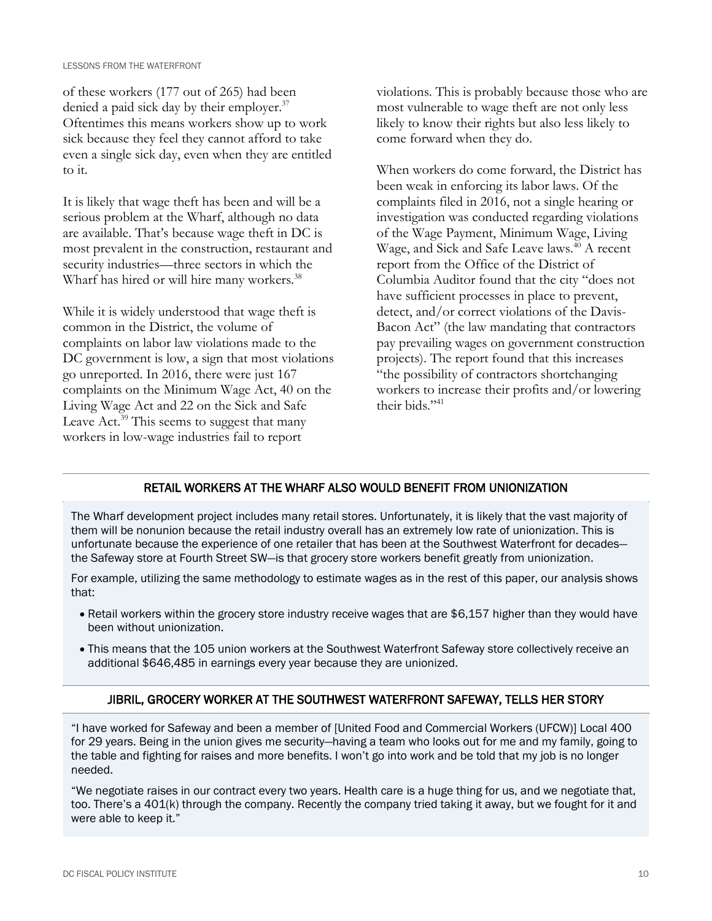of these workers (177 out of 265) had been denied a paid sick day by their employer.[37] Oftentimes this means workers show up to work sick because they feel they cannot afford to take even a single sick day, even when they are entitled to it.

It is likely that wage theft has been and will be a serious problem at the Wharf, although no data are available. That's because wage theft in DC is most prevalent in the construction, restaurant and security industries—three sectors in which the Wharf has hired or will hire many workers.[38]

While it is widely understood that wage theft is common in the District, the volume of complaints on labor law violations made to the DC government is low, a sign that most violations go unreported. In 2016, there were just 167 complaints on the Minimum Wage Act, 40 on the Living Wage Act and 22 on the Sick and Safe Leave Act.[39] This seems to suggest that many workers in low-wage industries fail to report violations. This is probably because those who are most vulnerable to wage theft are not only less likely to know their rights but also less likely to come forward when they do.

When workers do come forward, the District has been weak in enforcing its labor laws. Of the complaints filed in 2016, not a single hearing or investigation was conducted regarding violations of the Wage Payment, Minimum Wage, Living Wage, and Sick and Safe Leave laws.[40] A recent report from the Office of the District of Columbia Auditor found that the city "does not have sufficient processes in place to prevent, detect, and/or correct violations of the Davis-Bacon Act" (the law mandating that contractors pay prevailing wages on government construction projects). The report found that this increases "the possibility of contractors shortchanging workers to increase their profits and/or lowering their bids."[41]

### RETAIL WORKERS AT THE WHARF ALSO WOULD BENEFIT FROM UNIONIZATION

The Wharf development project includes many retail stores. Unfortunately, it is likely that the vast majority of them will be nonunion because the retail industry overall has an extremely low rate of unionization. This is unfortunate because the experience of one retailer that has been at the Southwest Waterfront for decades—the Safeway store at Fourth Street SW—is that grocery store workers benefit greatly from unionization.

For example, utilizing the same methodology to estimate wages as in the rest of this paper, our analysis shows that:

- Retail workers within the grocery store industry receive wages that are $6,157 higher than they would have been without unionization.
- This means that the 105 union workers at the Southwest Waterfront Safeway store collectively receive an additional $646,485 in earnings every year because they are unionized.

### JIBRIL, GROCERY WORKER AT THE SOUTHWEST WATERFRONT SAFEWAY, TELLS HER STORY

"I have worked for Safeway and been a member of [United Food and Commercial Workers (UFCW)] Local 400 for 29 years. Being in the union gives me security—having a team who looks out for me and my family, going to the table and fighting for raises and more benefits. I won't go into work and be told that my job is no longer needed.

"We negotiate raises in our contract every two years. Health care is a huge thing for us, and we negotiate that, too. There's a 401(k) through the company. Recently the company tried taking it away, but we fought for it and were able to keep it."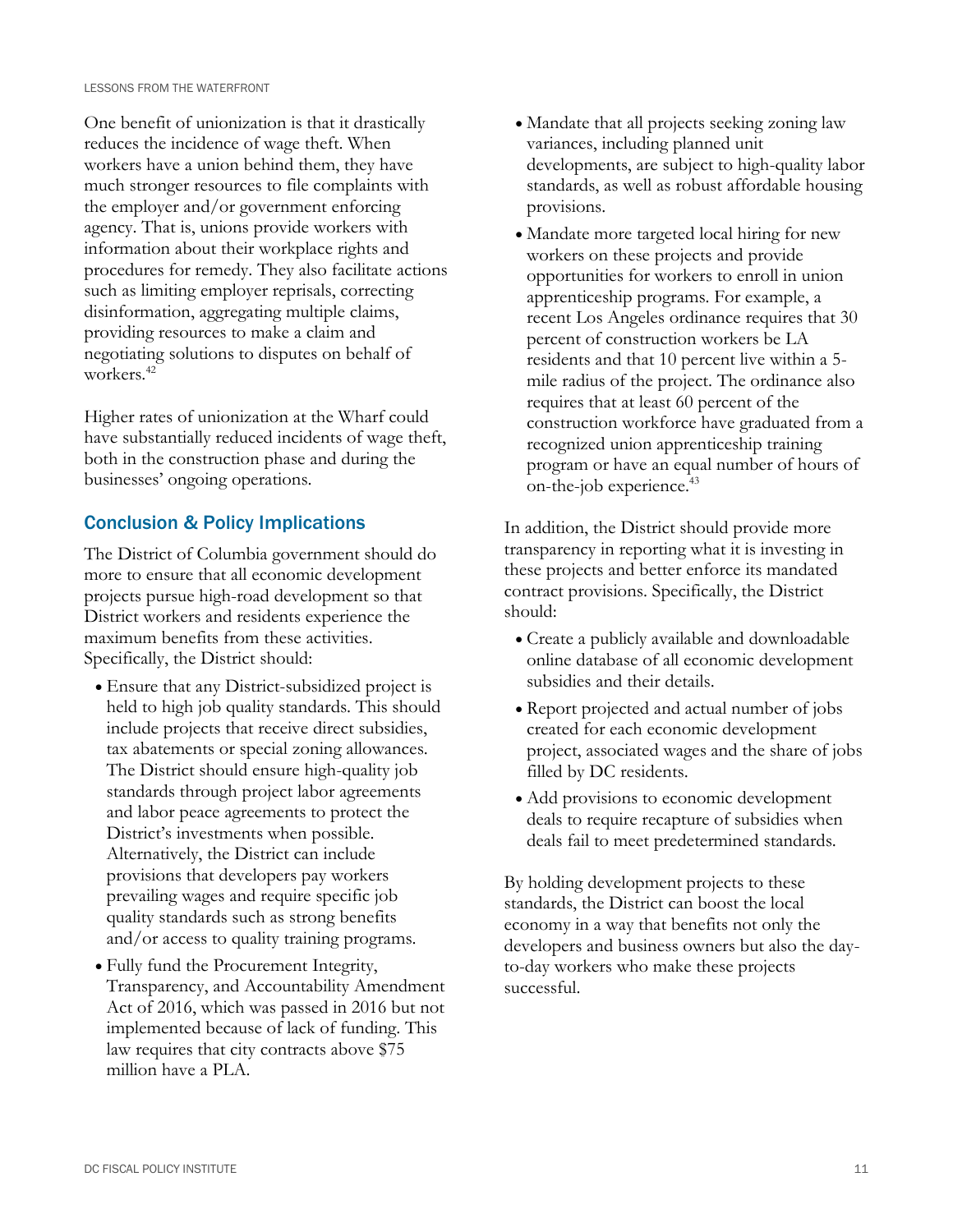One benefit of unionization is that it drastically reduces the incidence of wage theft. When workers have a union behind them, they have much stronger resources to file complaints with the employer and/or government enforcing agency. That is, unions provide workers with information about their workplace rights and procedures for remedy. They also facilitate actions such as limiting employer reprisals, correcting disinformation, aggregating multiple claims, providing resources to make a claim and negotiating solutions to disputes on behalf of workers.[42]

Higher rates of unionization at the Wharf could have substantially reduced incidents of wage theft, both in the construction phase and during the businesses' ongoing operations.

## Conclusion & Policy Implications

The District of Columbia government should do more to ensure that all economic development projects pursue high-road development so that District workers and residents experience the maximum benefits from these activities. Specifically, the District should:

- Ensure that any District-subsidized project is held to high job quality standards. This should include projects that receive direct subsidies, tax abatements or special zoning allowances. The District should ensure high-quality job standards through project labor agreements and labor peace agreements to protect the District's investments when possible. Alternatively, the District can include provisions that developers pay workers prevailing wages and require specific job quality standards such as strong benefits and/or access to quality training programs.
- Fully fund the Procurement Integrity, Transparency, and Accountability Amendment Act of 2016, which was passed in 2016 but not implemented because of lack of funding. This law requires that city contracts above $75 million have a PLA.
- Mandate that all projects seeking zoning law variances, including planned unit developments, are subject to high-quality labor standards, as well as robust affordable housing provisions.
- Mandate more targeted local hiring for new workers on these projects and provide opportunities for workers to enroll in union apprenticeship programs. For example, a recent Los Angeles ordinance requires that 30 percent of construction workers be LA residents and that 10 percent live within a 5-mile radius of the project. The ordinance also requires that at least 60 percent of the construction workforce have graduated from a recognized union apprenticeship training program or have an equal number of hours of on-the-job experience.[43]

In addition, the District should provide more transparency in reporting what it is investing in these projects and better enforce its mandated contract provisions. Specifically, the District should:

- Create a publicly available and downloadable online database of all economic development subsidies and their details.
- Report projected and actual number of jobs created for each economic development project, associated wages and the share of jobs filled by DC residents.
- Add provisions to economic development deals to require recapture of subsidies when deals fail to meet predetermined standards.

By holding development projects to these standards, the District can boost the local economy in a way that benefits not only the developers and business owners but also the day-to-day workers who make these projects successful.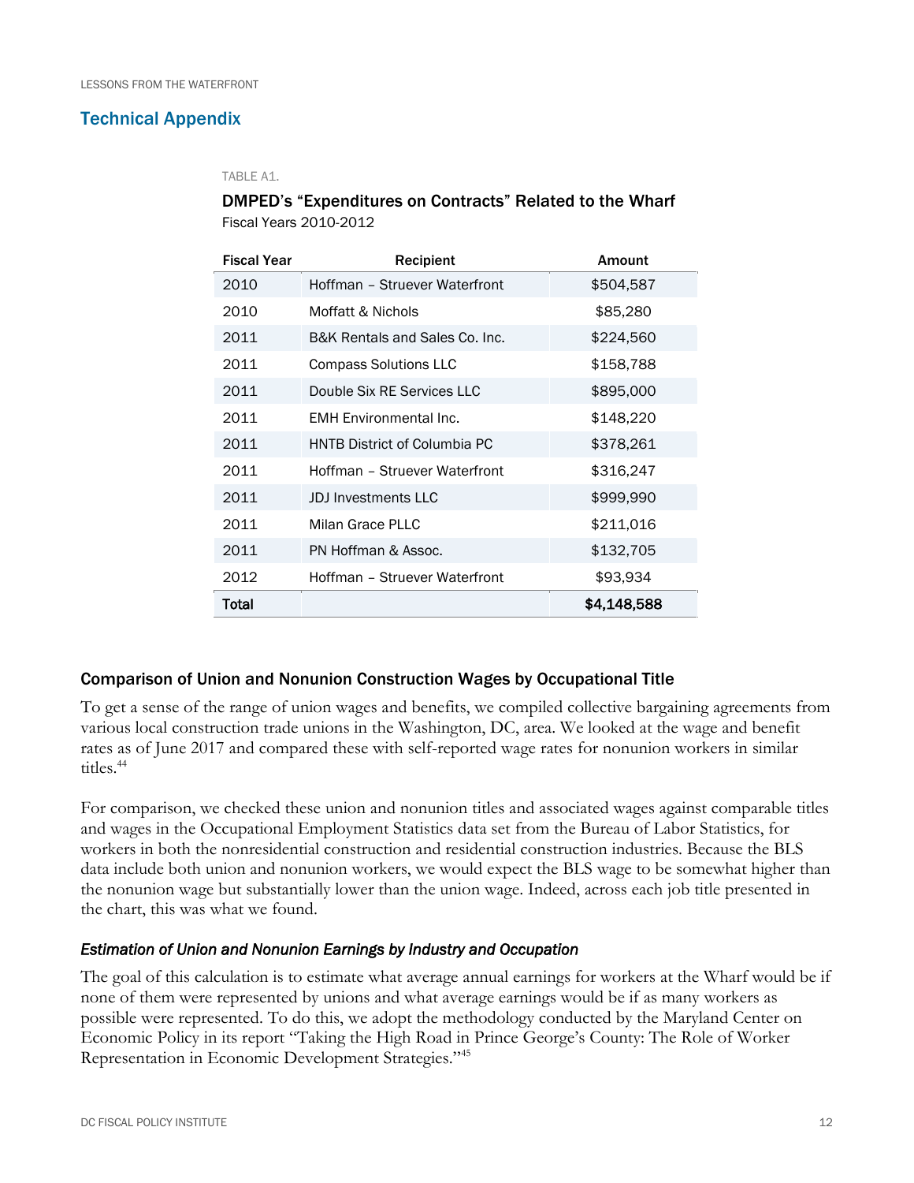## Technical Appendix

TABLE A1.

**DMPED's "Expenditures on Contracts" Related to the Wharf**
Fiscal Years 2010-2012

| Fiscal Year | Recipient | Amount |
|---|---|---|
| 2010 | Hoffman – Struever Waterfront | $504,587 |
| 2010 | Moffatt & Nichols | $85,280 |
| 2011 | B&K Rentals and Sales Co. Inc. | $224,560 |
| 2011 | Compass Solutions LLC | $158,788 |
| 2011 | Double Six RE Services LLC | $895,000 |
| 2011 | EMH Environmental Inc. | $148,220 |
| 2011 | HNTB District of Columbia PC | $378,261 |
| 2011 | Hoffman – Struever Waterfront | $316,247 |
| 2011 | JDJ Investments LLC | $999,990 |
| 2011 | Milan Grace PLLC | $211,016 |
| 2011 | PN Hoffman & Assoc. | $132,705 |
| 2012 | Hoffman – Struever Waterfront | $93,934 |
| **Total** | | **$4,148,588** |

### Comparison of Union and Nonunion Construction Wages by Occupational Title

To get a sense of the range of union wages and benefits, we compiled collective bargaining agreements from various local construction trade unions in the Washington, DC, area. We looked at the wage and benefit rates as of June 2017 and compared these with self-reported wage rates for nonunion workers in similar titles.[44]

For comparison, we checked these union and nonunion titles and associated wages against comparable titles and wages in the Occupational Employment Statistics data set from the Bureau of Labor Statistics, for workers in both the nonresidential construction and residential construction industries. Because the BLS data include both union and nonunion workers, we would expect the BLS wage to be somewhat higher than the nonunion wage but substantially lower than the union wage. Indeed, across each job title presented in the chart, this was what we found.

#### *Estimation of Union and Nonunion Earnings by Industry and Occupation*

The goal of this calculation is to estimate what average annual earnings for workers at the Wharf would be if none of them were represented by unions and what average earnings would be if as many workers as possible were represented. To do this, we adopt the methodology conducted by the Maryland Center on Economic Policy in its report "Taking the High Road in Prince George's County: The Role of Worker Representation in Economic Development Strategies."[45]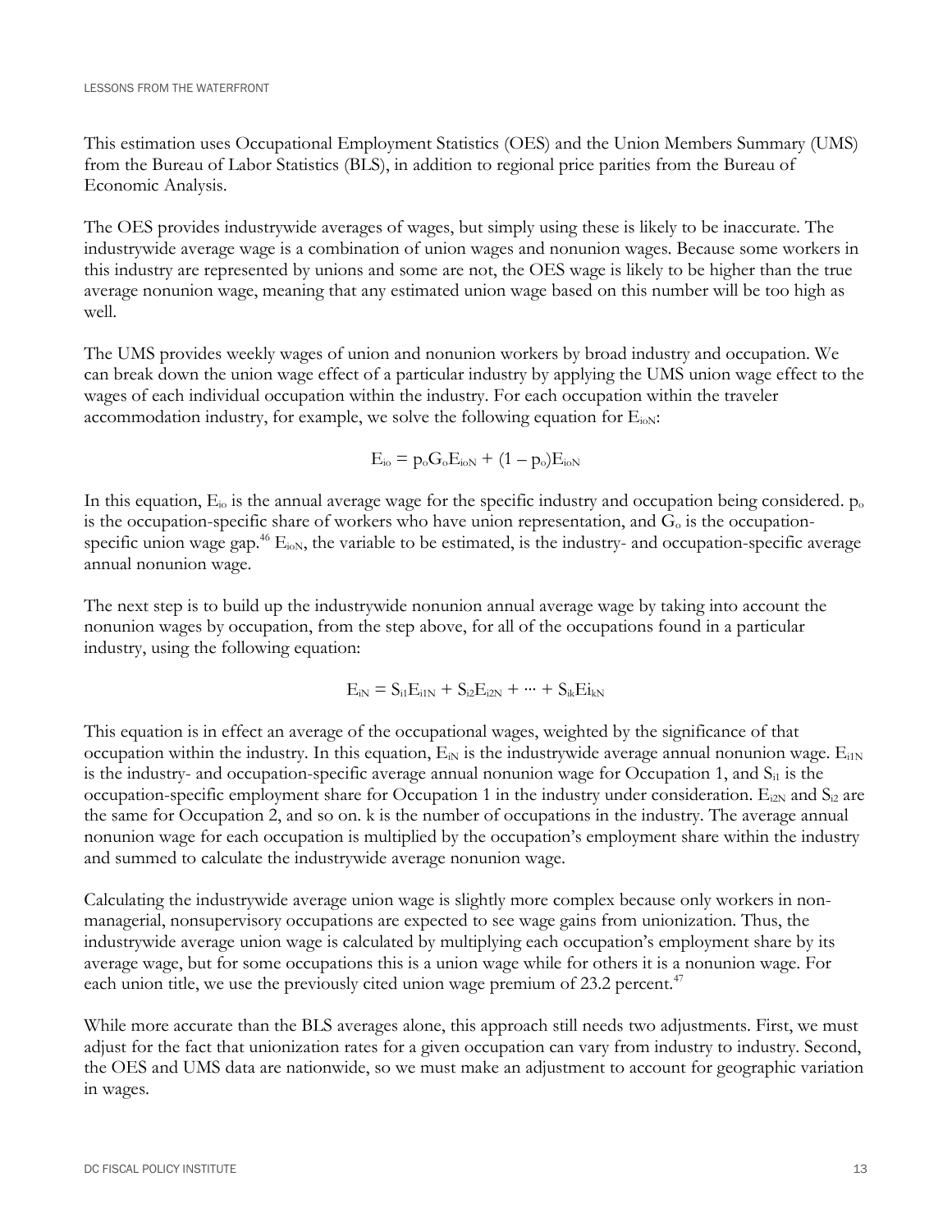This estimation uses Occupational Employment Statistics (OES) and the Union Members Summary (UMS) from the Bureau of Labor Statistics (BLS), in addition to regional price parities from the Bureau of Economic Analysis.

The OES provides industrywide averages of wages, but simply using these is likely to be inaccurate. The industrywide average wage is a combination of union wages and nonunion wages. Because some workers in this industry are represented by unions and some are not, the OES wage is likely to be higher than the true average nonunion wage, meaning that any estimated union wage based on this number will be too high as well.

The UMS provides weekly wages of union and nonunion workers by broad industry and occupation. We can break down the union wage effect of a particular industry by applying the UMS union wage effect to the wages of each individual occupation within the industry. For each occupation within the traveler accommodation industry, for example, we solve the following equation for $E_{ioN}$:

$$E_{io} = p_o G_o E_{ioN} + (1 - p_o) E_{ioN}$$

In this equation, $E_{io}$ is the annual average wage for the specific industry and occupation being considered. $p_o$ is the occupation-specific share of workers who have union representation, and $G_o$ is the occupation-specific union wage gap.[46] $E_{ioN}$, the variable to be estimated, is the industry- and occupation-specific average annual nonunion wage.

The next step is to build up the industrywide nonunion annual average wage by taking into account the nonunion wages by occupation, from the step above, for all of the occupations found in a particular industry, using the following equation:

$$E_{iN} = S_{i1} E_{i1N} + S_{i2} E_{i2N} + \cdots + S_{ik} E_{ikN}$$

This equation is in effect an average of the occupational wages, weighted by the significance of that occupation within the industry. In this equation, $E_{iN}$ is the industrywide average annual nonunion wage. $E_{i1N}$ is the industry- and occupation-specific average annual nonunion wage for Occupation 1, and $S_{i1}$ is the occupation-specific employment share for Occupation 1 in the industry under consideration. $E_{i2N}$ and $S_{i2}$ are the same for Occupation 2, and so on. k is the number of occupations in the industry. The average annual nonunion wage for each occupation is multiplied by the occupation's employment share within the industry and summed to calculate the industrywide average nonunion wage.

Calculating the industrywide average union wage is slightly more complex because only workers in non-managerial, nonsupervisory occupations are expected to see wage gains from unionization. Thus, the industrywide average union wage is calculated by multiplying each occupation's employment share by its average wage, but for some occupations this is a union wage while for others it is a nonunion wage. For each union title, we use the previously cited union wage premium of 23.2 percent.[47]

While more accurate than the BLS averages alone, this approach still needs two adjustments. First, we must adjust for the fact that unionization rates for a given occupation can vary from industry to industry. Second, the OES and UMS data are nationwide, so we must make an adjustment to account for geographic variation in wages.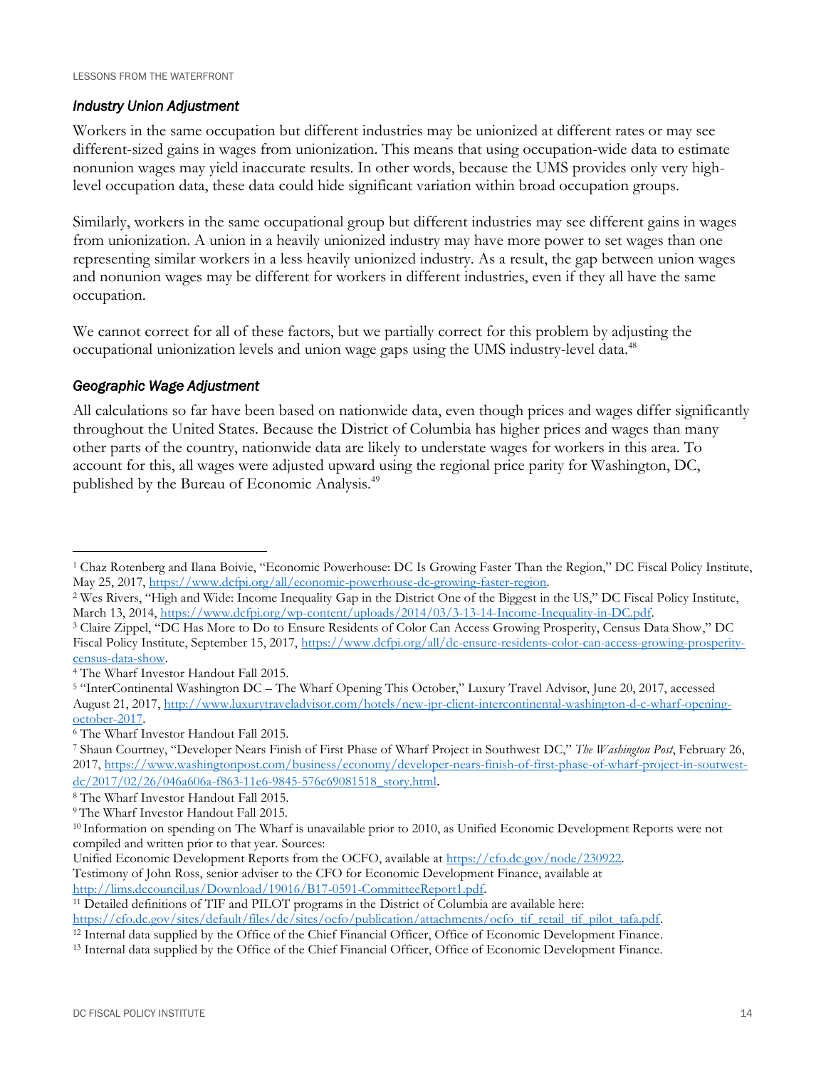### *Industry Union Adjustment*

Workers in the same occupation but different industries may be unionized at different rates or may see different-sized gains in wages from unionization. This means that using occupation-wide data to estimate nonunion wages may yield inaccurate results. In other words, because the UMS provides only very high-level occupation data, these data could hide significant variation within broad occupation groups.

Similarly, workers in the same occupational group but different industries may see different gains in wages from unionization. A union in a heavily unionized industry may have more power to set wages than one representing similar workers in a less heavily unionized industry. As a result, the gap between union wages and nonunion wages may be different for workers in different industries, even if they all have the same occupation.

We cannot correct for all of these factors, but we partially correct for this problem by adjusting the occupational unionization levels and union wage gaps using the UMS industry-level data.[48]

### *Geographic Wage Adjustment*

All calculations so far have been based on nationwide data, even though prices and wages differ significantly throughout the United States. Because the District of Columbia has higher prices and wages than many other parts of the country, nationwide data are likely to understate wages for workers in this area. To account for this, all wages were adjusted upward using the regional price parity for Washington, DC, published by the Bureau of Economic Analysis.[49]

---

[1] Chaz Rotenberg and Ilana Boivie, "Economic Powerhouse: DC Is Growing Faster Than the Region," DC Fiscal Policy Institute, May 25, 2017, https://www.dcfpi.org/all/economic-powerhouse-dc-growing-faster-region.

[2] Wes Rivers, "High and Wide: Income Inequality Gap in the District One of the Biggest in the US," DC Fiscal Policy Institute, March 13, 2014, https://www.dcfpi.org/wp-content/uploads/2014/03/3-13-14-Income-Inequality-in-DC.pdf.

[3] Claire Zippel, "DC Has More to Do to Ensure Residents of Color Can Access Growing Prosperity, Census Data Show," DC Fiscal Policy Institute, September 15, 2017, https://www.dcfpi.org/all/dc-ensure-residents-color-can-access-growing-prosperity-census-data-show.

[4] The Wharf Investor Handout Fall 2015.

[5] "InterContinental Washington DC – The Wharf Opening This October," Luxury Travel Advisor, June 20, 2017, accessed August 21, 2017, http://www.luxurytraveladvisor.com/hotels/new-jpr-client-intercontinental-washington-d-c-wharf-opening-october-2017.

[6] The Wharf Investor Handout Fall 2015.

[7] Shaun Courtney, "Developer Nears Finish of First Phase of Wharf Project in Southwest DC," *The Washington Post*, February 26, 2017, https://www.washingtonpost.com/business/economy/developer-nears-finish-of-first-phase-of-wharf-project-in-soutwest-dc/2017/02/26/046a606a-f863-11e6-9845-576c69081518_story.html.

[8] The Wharf Investor Handout Fall 2015.

[9] The Wharf Investor Handout Fall 2015.

[10] Information on spending on The Wharf is unavailable prior to 2010, as Unified Economic Development Reports were not compiled and written prior to that year. Sources:
Unified Economic Development Reports from the OCFO, available at https://cfo.dc.gov/node/230922.
Testimony of John Ross, senior adviser to the CFO for Economic Development Finance, available at http://lims.dccouncil.us/Download/19016/B17-0591-CommitteeReport1.pdf.

[11] Detailed definitions of TIF and PILOT programs in the District of Columbia are available here: https://cfo.dc.gov/sites/default/files/dc/sites/ocfo/publication/attachments/ocfo_tif_retail_tif_pilot_tafa.pdf.

[12] Internal data supplied by the Office of the Chief Financial Officer, Office of Economic Development Finance.

[13] Internal data supplied by the Office of the Chief Financial Officer, Office of Economic Development Finance.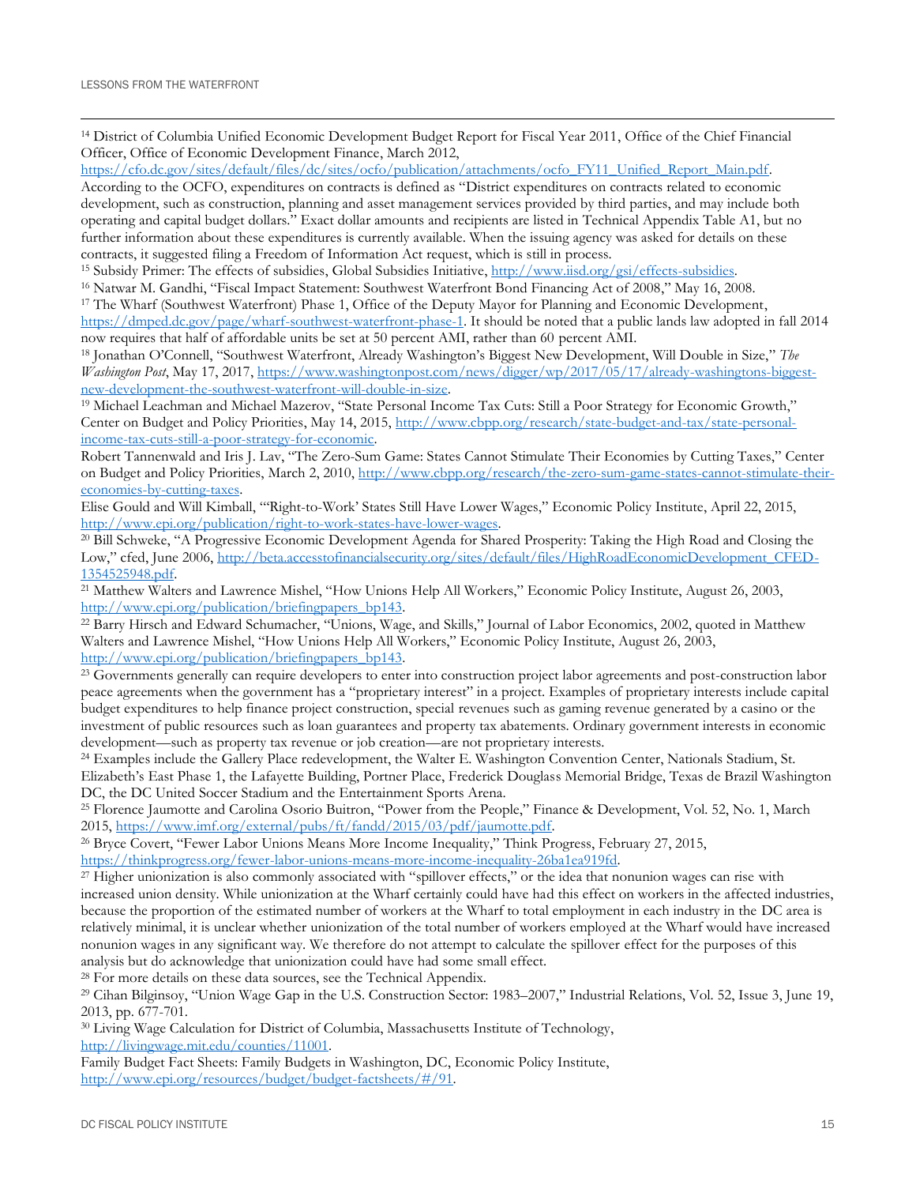[14] District of Columbia Unified Economic Development Budget Report for Fiscal Year 2011, Office of the Chief Financial Officer, Office of Economic Development Finance, March 2012, https://cfo.dc.gov/sites/default/files/dc/sites/ocfo/publication/attachments/ocfo_FY11_Unified_Report_Main.pdf. According to the OCFO, expenditures on contracts is defined as "District expenditures on contracts related to economic development, such as construction, planning and asset management services provided by third parties, and may include both operating and capital budget dollars." Exact dollar amounts and recipients are listed in Technical Appendix Table A1, but no further information about these expenditures is currently available. When the issuing agency was asked for details on these contracts, it suggested filing a Freedom of Information Act request, which is still in process.

[15] Subsidy Primer: The effects of subsidies, Global Subsidies Initiative, http://www.iisd.org/gsi/effects-subsidies.

[16] Natwar M. Gandhi, "Fiscal Impact Statement: Southwest Waterfront Bond Financing Act of 2008," May 16, 2008.

[17] The Wharf (Southwest Waterfront) Phase 1, Office of the Deputy Mayor for Planning and Economic Development, https://dmped.dc.gov/page/wharf-southwest-waterfront-phase-1. It should be noted that a public lands law adopted in fall 2014 now requires that half of affordable units be set at 50 percent AMI, rather than 60 percent AMI.

[18] Jonathan O'Connell, "Southwest Waterfront, Already Washington's Biggest New Development, Will Double in Size," *The Washington Post*, May 17, 2017, https://www.washingtonpost.com/news/digger/wp/2017/05/17/already-washingtons-biggest-new-development-the-southwest-waterfront-will-double-in-size.

[19] Michael Leachman and Michael Mazerov, "State Personal Income Tax Cuts: Still a Poor Strategy for Economic Growth," Center on Budget and Policy Priorities, May 14, 2015, http://www.cbpp.org/research/state-budget-and-tax/state-personal-income-tax-cuts-still-a-poor-strategy-for-economic.

Robert Tannenwald and Iris J. Lav, "The Zero-Sum Game: States Cannot Stimulate Their Economies by Cutting Taxes," Center on Budget and Policy Priorities, March 2, 2010, http://www.cbpp.org/research/the-zero-sum-game-states-cannot-stimulate-their-economies-by-cutting-taxes.

Elise Gould and Will Kimball, "'Right-to-Work' States Still Have Lower Wages," Economic Policy Institute, April 22, 2015, http://www.epi.org/publication/right-to-work-states-have-lower-wages.

[20] Bill Schweke, "A Progressive Economic Development Agenda for Shared Prosperity: Taking the High Road and Closing the Low," cfed, June 2006, http://beta.accesstofinancialsecurity.org/sites/default/files/HighRoadEconomicDevelopment_CFED-1354525948.pdf.

[21] Matthew Walters and Lawrence Mishel, "How Unions Help All Workers," Economic Policy Institute, August 26, 2003, http://www.epi.org/publication/briefingpapers_bp143.

[22] Barry Hirsch and Edward Schumacher, "Unions, Wage, and Skills," Journal of Labor Economics, 2002, quoted in Matthew Walters and Lawrence Mishel, "How Unions Help All Workers," Economic Policy Institute, August 26, 2003, http://www.epi.org/publication/briefingpapers_bp143.

[23] Governments generally can require developers to enter into construction project labor agreements and post-construction labor peace agreements when the government has a "proprietary interest" in a project. Examples of proprietary interests include capital budget expenditures to help finance project construction, special revenues such as gaming revenue generated by a casino or the investment of public resources such as loan guarantees and property tax abatements. Ordinary government interests in economic development—such as property tax revenue or job creation—are not proprietary interests.

[24] Examples include the Gallery Place redevelopment, the Walter E. Washington Convention Center, Nationals Stadium, St. Elizabeth's East Phase 1, the Lafayette Building, Portner Place, Frederick Douglass Memorial Bridge, Texas de Brazil Washington DC, the DC United Soccer Stadium and the Entertainment Sports Arena.

[25] Florence Jaumotte and Carolina Osorio Buitron, "Power from the People," Finance & Development, Vol. 52, No. 1, March 2015, https://www.imf.org/external/pubs/ft/fandd/2015/03/pdf/jaumotte.pdf.

[26] Bryce Covert, "Fewer Labor Unions Means More Income Inequality," Think Progress, February 27, 2015, https://thinkprogress.org/fewer-labor-unions-means-more-income-inequality-26ba1ea919fd.

[27] Higher unionization is also commonly associated with "spillover effects," or the idea that nonunion wages can rise with increased union density. While unionization at the Wharf certainly could have had this effect on workers in the affected industries, because the proportion of the estimated number of workers at the Wharf to total employment in each industry in the DC area is relatively minimal, it is unclear whether unionization of the total number of workers employed at the Wharf would have increased nonunion wages in any significant way. We therefore do not attempt to calculate the spillover effect for the purposes of this analysis but do acknowledge that unionization could have had some small effect.

[28] For more details on these data sources, see the Technical Appendix.

[29] Cihan Bilginsoy, "Union Wage Gap in the U.S. Construction Sector: 1983–2007," Industrial Relations, Vol. 52, Issue 3, June 19, 2013, pp. 677-701.

[30] Living Wage Calculation for District of Columbia, Massachusetts Institute of Technology, http://livingwage.mit.edu/counties/11001.

Family Budget Fact Sheets: Family Budgets in Washington, DC, Economic Policy Institute, http://www.epi.org/resources/budget/budget-factsheets/#/91.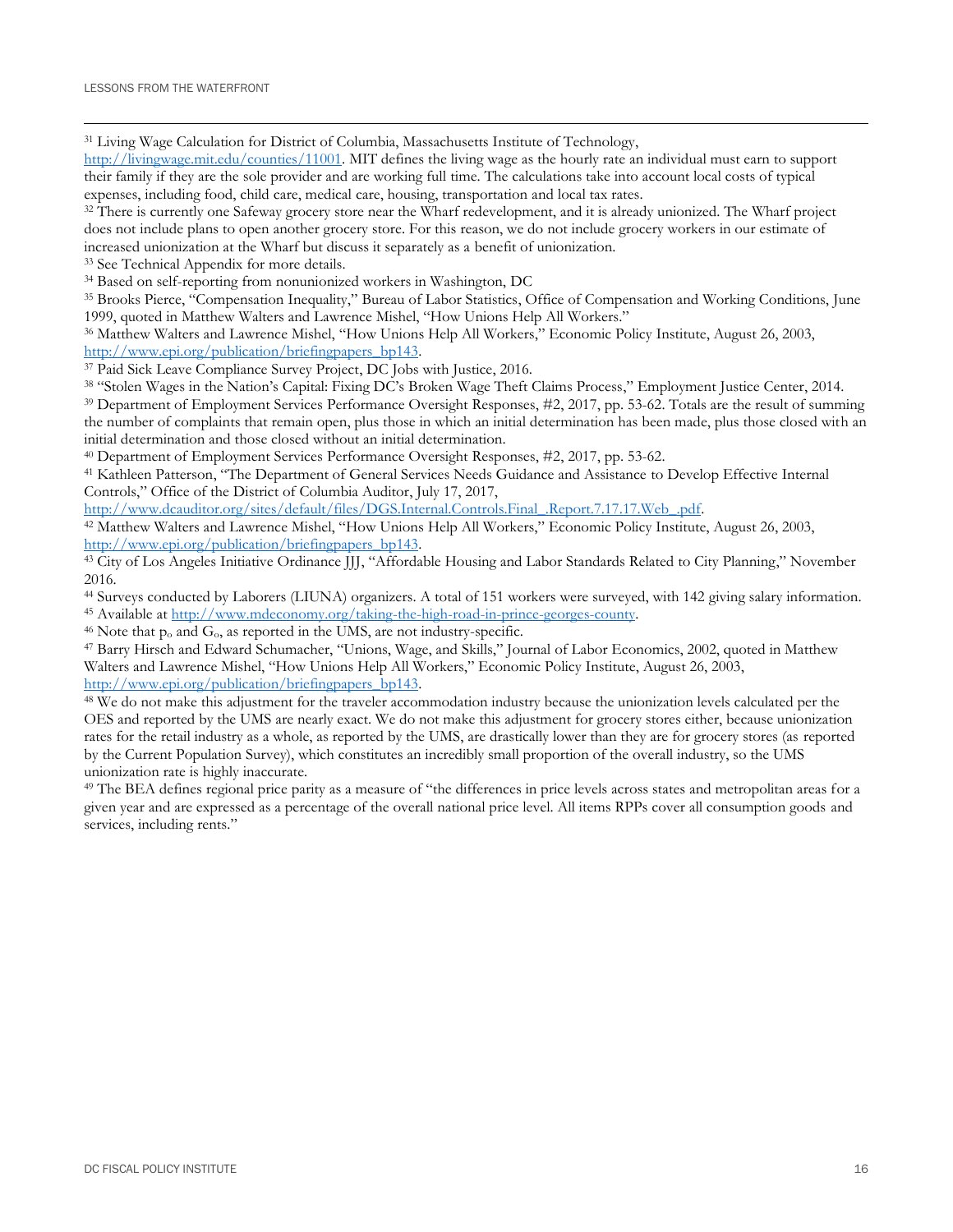[31] Living Wage Calculation for District of Columbia, Massachusetts Institute of Technology, http://livingwage.mit.edu/counties/11001. MIT defines the living wage as the hourly rate an individual must earn to support their family if they are the sole provider and are working full time. The calculations take into account local costs of typical expenses, including food, child care, medical care, housing, transportation and local tax rates.

[32] There is currently one Safeway grocery store near the Wharf redevelopment, and it is already unionized. The Wharf project does not include plans to open another grocery store. For this reason, we do not include grocery workers in our estimate of increased unionization at the Wharf but discuss it separately as a benefit of unionization.

[33] See Technical Appendix for more details.

[34] Based on self-reporting from nonunionized workers in Washington, DC

[35] Brooks Pierce, "Compensation Inequality," Bureau of Labor Statistics, Office of Compensation and Working Conditions, June 1999, quoted in Matthew Walters and Lawrence Mishel, "How Unions Help All Workers."

[36] Matthew Walters and Lawrence Mishel, "How Unions Help All Workers," Economic Policy Institute, August 26, 2003, http://www.epi.org/publication/briefingpapers_bp143.

[37] Paid Sick Leave Compliance Survey Project, DC Jobs with Justice, 2016.

[38] "Stolen Wages in the Nation's Capital: Fixing DC's Broken Wage Theft Claims Process," Employment Justice Center, 2014.

[39] Department of Employment Services Performance Oversight Responses, #2, 2017, pp. 53-62. Totals are the result of summing the number of complaints that remain open, plus those in which an initial determination has been made, plus those closed with an initial determination and those closed without an initial determination.

[40] Department of Employment Services Performance Oversight Responses, #2, 2017, pp. 53-62.

[41] Kathleen Patterson, "The Department of General Services Needs Guidance and Assistance to Develop Effective Internal Controls," Office of the District of Columbia Auditor, July 17, 2017, http://www.dcauditor.org/sites/default/files/DGS.Internal.Controls.Final_.Report.7.17.17.Web_.pdf.

[42] Matthew Walters and Lawrence Mishel, "How Unions Help All Workers," Economic Policy Institute, August 26, 2003, http://www.epi.org/publication/briefingpapers_bp143.

[43] City of Los Angeles Initiative Ordinance JJJ, "Affordable Housing and Labor Standards Related to City Planning," November 2016.

[44] Surveys conducted by Laborers (LIUNA) organizers. A total of 151 workers were surveyed, with 142 giving salary information.

[45] Available at http://www.mdeconomy.org/taking-the-high-road-in-prince-georges-county.

[46] Note that $p_o$ and $G_o$, as reported in the UMS, are not industry-specific.

[47] Barry Hirsch and Edward Schumacher, "Unions, Wage, and Skills," Journal of Labor Economics, 2002, quoted in Matthew Walters and Lawrence Mishel, "How Unions Help All Workers," Economic Policy Institute, August 26, 2003, http://www.epi.org/publication/briefingpapers_bp143.

[48] We do not make this adjustment for the traveler accommodation industry because the unionization levels calculated per the OES and reported by the UMS are nearly exact. We do not make this adjustment for grocery stores either, because unionization rates for the retail industry as a whole, as reported by the UMS, are drastically lower than they are for grocery stores (as reported by the Current Population Survey), which constitutes an incredibly small proportion of the overall industry, so the UMS unionization rate is highly inaccurate.

[49] The BEA defines regional price parity as a measure of "the differences in price levels across states and metropolitan areas for a given year and are expressed as a percentage of the overall national price level. All items RPPs cover all consumption goods and services, including rents."